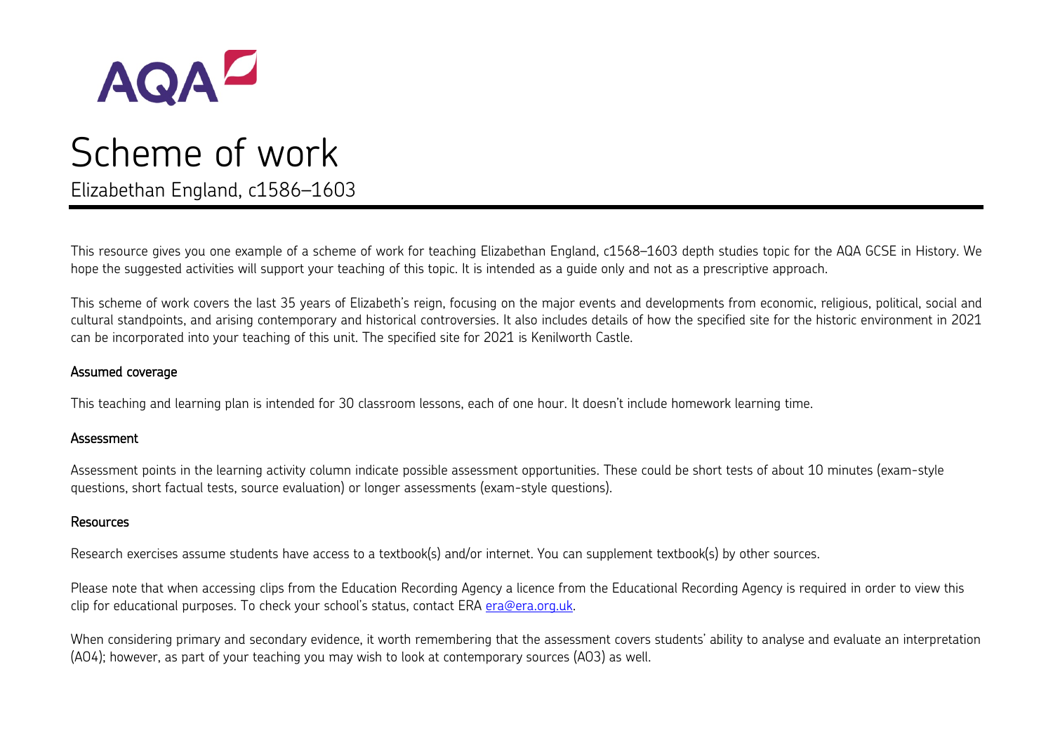AQA

# Scheme of work

Elizabethan England, c1586–1603

This resource gives you one example of a scheme of work for teaching Elizabethan England, c1568–1603 depth studies topic for the AQA GCSE in History. We hope the suggested activities will support your teaching of this topic. It is intended as a guide only and not as a prescriptive approach.

This scheme of work covers the last 35 years of Elizabeth's reign, focusing on the major events and developments from economic, religious, political, social and cultural standpoints, and arising contemporary and historical controversies. It also includes details of how the specified site for the historic environment in 2021 can be incorporated into your teaching of this unit. The specified site for 2021 is Kenilworth Castle.

## Assumed coverage

This teaching and learning plan is intended for 30 classroom lessons, each of one hour. It doesn't include homework learning time.

## Assessment

Assessment points in the learning activity column indicate possible assessment opportunities. These could be short tests of about 10 minutes (exam-style questions, short factual tests, source evaluation) or longer assessments (exam-style questions).

## Resources

Research exercises assume students have access to a textbook(s) and/or internet. You can supplement textbook(s) by other sources.

Please note that when accessing clips from the Education Recording Agency a licence from the Educational Recording Agency is required in order to view this clip for educational purposes. To check your school's status, contact ERA [era@era.org.uk](mailto:era@era.org.uk).

When considering primary and secondary evidence, it worth remembering that the assessment covers students' ability to analyse and evaluate an interpretation (AO4); however, as part of your teaching you may wish to look at contemporary sources (AO3) as well.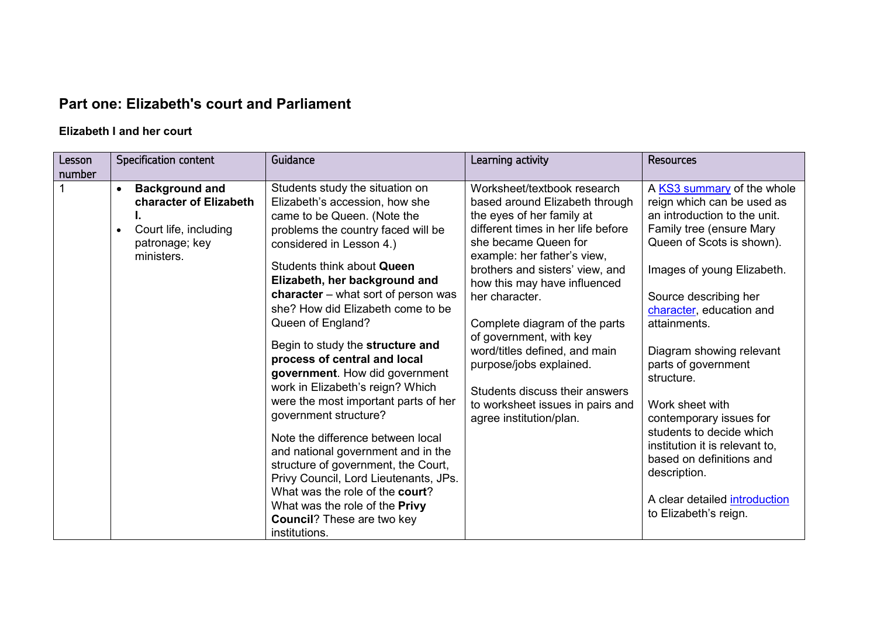## Part one: Elizabeth's court and Parliament

### Elizabeth I and her court

| Lesson number | Specification content | Guidance | Learning activity | Resources |
|---|---|---|---|---|
| 1 | • **Background and character of Elizabeth I.**<br>• Court life, including patronage; key ministers. | Students study the situation on Elizabeth's accession, how she came to be Queen. (Note the problems the country faced will be considered in Lesson 4.)<br><br>Students think about **Queen Elizabeth, her background and character** – what sort of person was she? How did Elizabeth come to be Queen of England?<br><br>Begin to study the **structure and process of central and local government**. How did government work in Elizabeth's reign? Which were the most important parts of her government structure?<br><br>Note the difference between local and national government and in the structure of government, the Court, Privy Council, Lord Lieutenants, JPs. What was the role of the **court**? What was the role of the **Privy Council**? These are two key institutions. | Worksheet/textbook research based around Elizabeth through the eyes of her family at different times in her life before she became Queen for example: her father's view, brothers and sisters' view, and how this may have influenced her character.<br><br>Complete diagram of the parts of government, with key word/titles defined, and main purpose/jobs explained.<br><br>Students discuss their answers to worksheet issues in pairs and agree institution/plan. | A KS3 summary of the whole reign which can be used as an introduction to the unit. Family tree (ensure Mary Queen of Scots is shown).<br><br>Images of young Elizabeth.<br><br>Source describing her character, education and attainments.<br><br>Diagram showing relevant parts of government structure.<br><br>Work sheet with contemporary issues for students to decide which institution it is relevant to, based on definitions and description.<br><br>A clear detailed introduction to Elizabeth's reign. |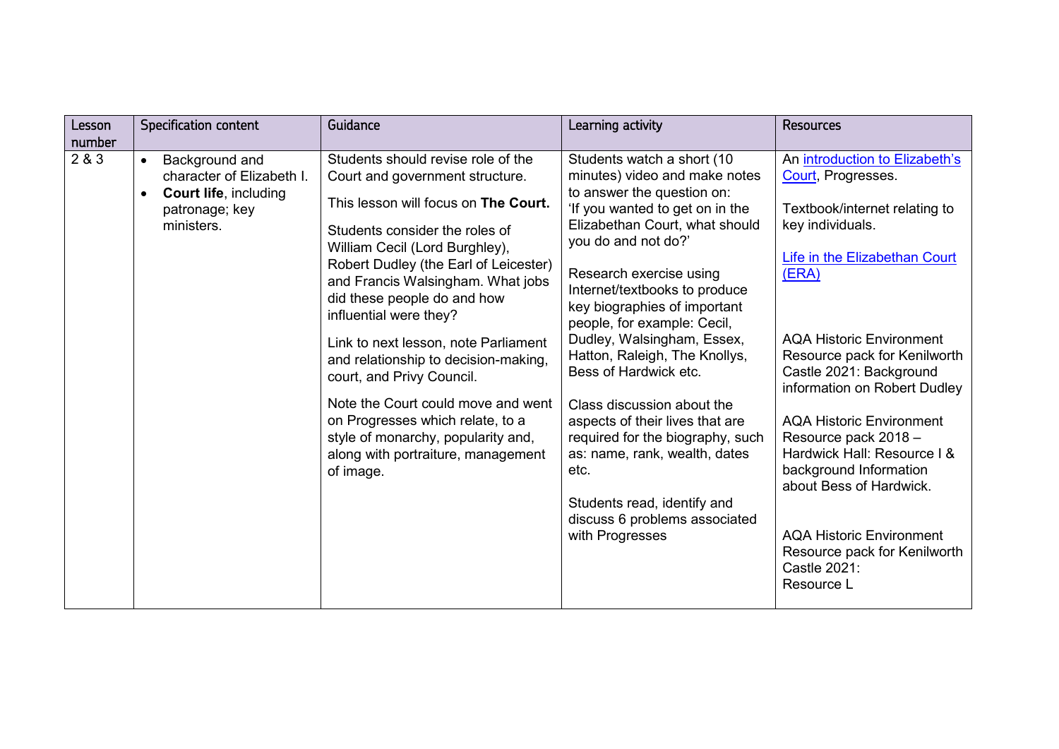| Lesson number | Specification content | Guidance | Learning activity | Resources |
|---|---|---|---|---|
| 2 & 3 | • Background and character of Elizabeth I.<br>• **Court life**, including patronage; key ministers. | Students should revise role of the Court and government structure.<br><br>This lesson will focus on **The Court.**<br><br>Students consider the roles of William Cecil (Lord Burghley), Robert Dudley (the Earl of Leicester) and Francis Walsingham. What jobs did these people do and how influential were they?<br><br>Link to next lesson, note Parliament and relationship to decision-making, court, and Privy Council.<br><br>Note the Court could move and went on Progresses which relate, to a style of monarchy, popularity and, along with portraiture, management of image. | Students watch a short (10 minutes) video and make notes to answer the question on: 'If you wanted to get on in the Elizabethan Court, what should you do and not do?'<br><br>Research exercise using Internet/textbooks to produce key biographies of important people, for example: Cecil, Dudley, Walsingham, Essex, Hatton, Raleigh, The Knollys, Bess of Hardwick etc.<br><br>Class discussion about the aspects of their lives that are required for the biography, such as: name, rank, wealth, dates etc.<br><br>Students read, identify and discuss 6 problems associated with Progresses | An introduction to Elizabeth's Court, Progresses.<br><br>Textbook/internet relating to key individuals.<br><br>Life in the Elizabethan Court (ERA)<br><br>AQA Historic Environment Resource pack for Kenilworth Castle 2021: Background information on Robert Dudley<br><br>AQA Historic Environment Resource pack 2018 – Hardwick Hall: Resource I & background Information about Bess of Hardwick.<br><br>AQA Historic Environment Resource pack for Kenilworth Castle 2021: Resource L |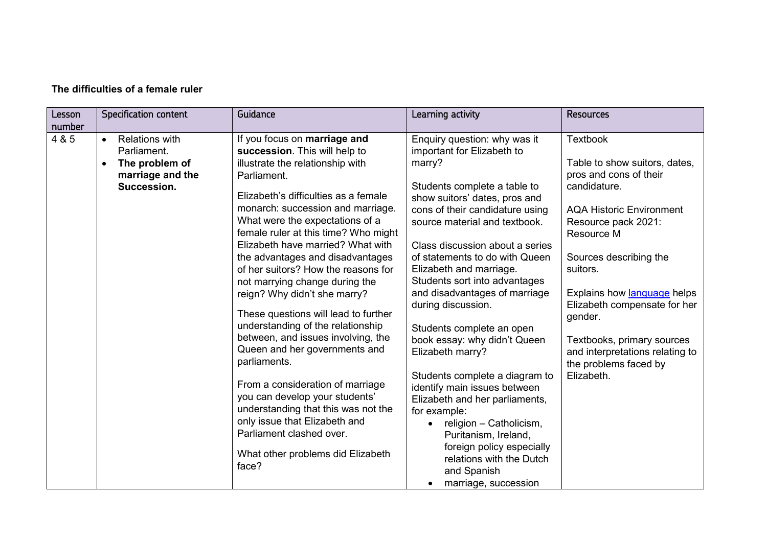**The difficulties of a female ruler**

| Lesson number | Specification content | Guidance | Learning activity | Resources |
|---|---|---|---|---|
| 4 & 5 | • Relations with Parliament.<br>• **The problem of marriage and the Succession.** | If you focus on **marriage and succession**. This will help to illustrate the relationship with Parliament.<br><br>Elizabeth's difficulties as a female monarch: succession and marriage. What were the expectations of a female ruler at this time? Who might Elizabeth have married? What with the advantages and disadvantages of her suitors? How the reasons for not marrying change during the reign? Why didn't she marry?<br><br>These questions will lead to further understanding of the relationship between, and issues involving, the Queen and her governments and parliaments.<br><br>From a consideration of marriage you can develop your students' understanding that this was not the only issue that Elizabeth and Parliament clashed over.<br><br>What other problems did Elizabeth face? | Enquiry question: why was it important for Elizabeth to marry?<br><br>Students complete a table to show suitors' dates, pros and cons of their candidature using source material and textbook.<br><br>Class discussion about a series of statements to do with Queen Elizabeth and marriage. Students sort into advantages and disadvantages of marriage during discussion.<br><br>Students complete an open book essay: why didn't Queen Elizabeth marry?<br><br>Students complete a diagram to identify main issues between Elizabeth and her parliaments, for example:<br>• religion – Catholicism, Puritanism, Ireland, foreign policy especially relations with the Dutch and Spanish<br>• marriage, succession | Textbook<br><br>Table to show suitors, dates, pros and cons of their candidature.<br><br>AQA Historic Environment Resource pack 2021: Resource M<br><br>Sources describing the suitors.<br><br>Explains how language helps Elizabeth compensate for her gender.<br><br>Textbooks, primary sources and interpretations relating to the problems faced by Elizabeth. |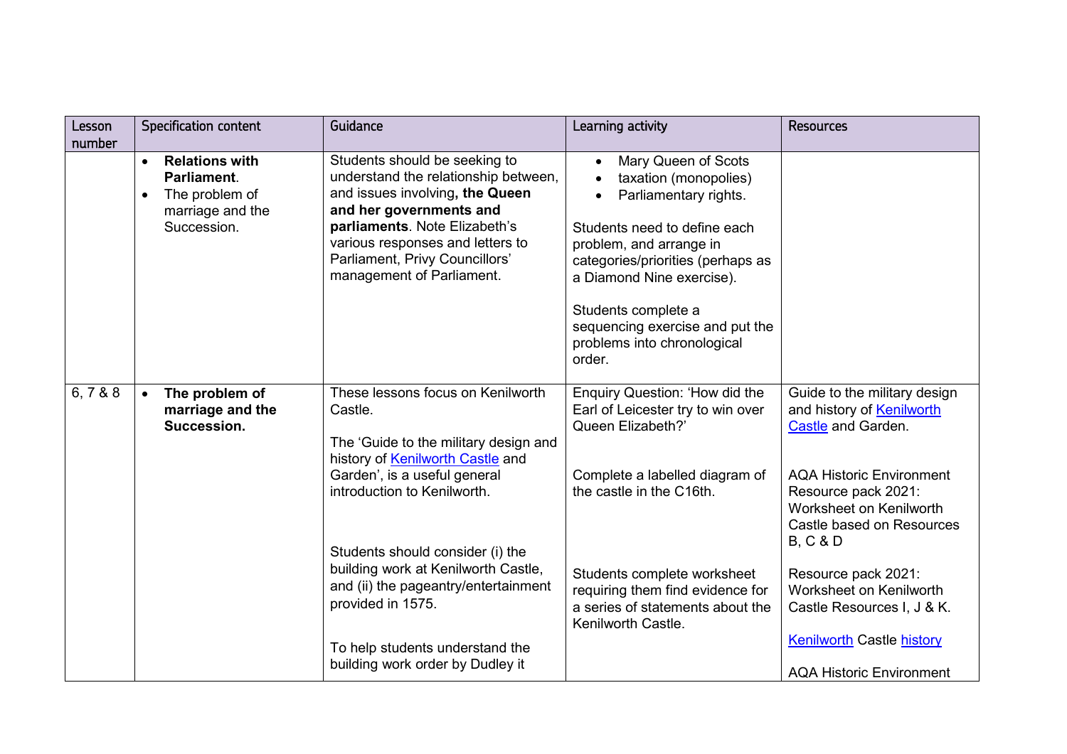| Lesson number | Specification content | Guidance | Learning activity | Resources |
|---|---|---|---|---|
| | • **Relations with Parliament**.<br>• The problem of marriage and the Succession. | Students should be seeking to understand the relationship between, and issues involving**, the Queen and her governments and parliaments**. Note Elizabeth's various responses and letters to Parliament, Privy Councillors' management of Parliament. | • Mary Queen of Scots<br>• taxation (monopolies)<br>• Parliamentary rights.<br><br>Students need to define each problem, and arrange in categories/priorities (perhaps as a Diamond Nine exercise).<br><br>Students complete a sequencing exercise and put the problems into chronological order. | |
| 6, 7 & 8 | • **The problem of marriage and the Succession.** | These lessons focus on Kenilworth Castle.<br><br>The 'Guide to the military design and history of Kenilworth Castle and Garden', is a useful general introduction to Kenilworth.<br><br>Students should consider (i) the building work at Kenilworth Castle, and (ii) the pageantry/entertainment provided in 1575.<br><br>To help students understand the building work order by Dudley it | Enquiry Question: 'How did the Earl of Leicester try to win over Queen Elizabeth?'<br><br>Complete a labelled diagram of the castle in the C16th.<br><br>Students complete worksheet requiring them find evidence for a series of statements about the Kenilworth Castle. | Guide to the military design and history of Kenilworth Castle and Garden.<br><br>AQA Historic Environment Resource pack 2021: Worksheet on Kenilworth Castle based on Resources B, C & D<br><br>Resource pack 2021: Worksheet on Kenilworth Castle Resources I, J & K.<br><br>Kenilworth Castle history<br><br>AQA Historic Environment |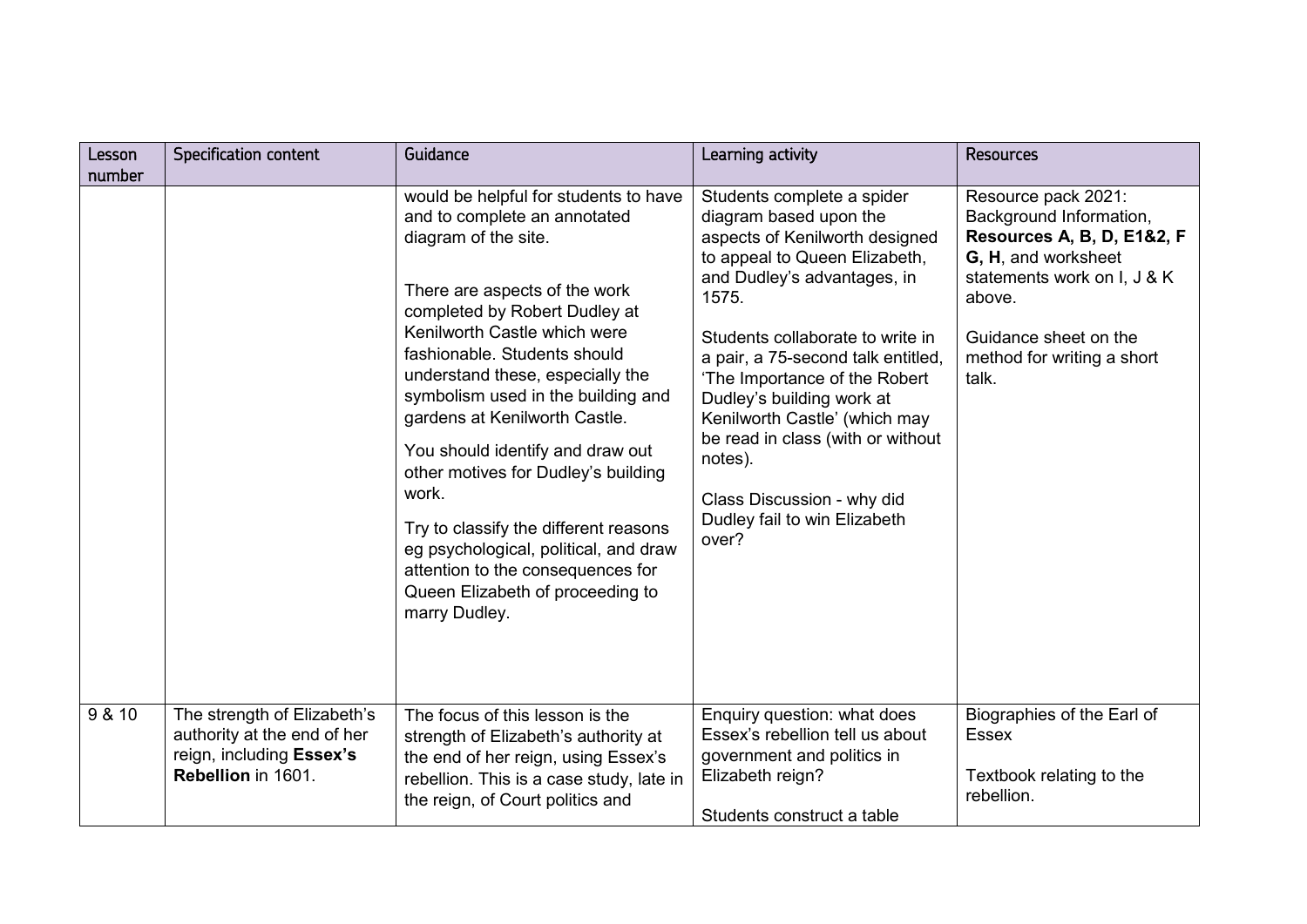| Lesson number | Specification content | Guidance | Learning activity | Resources |
|---|---|---|---|---|
| | | would be helpful for students to have and to complete an annotated diagram of the site.<br><br>There are aspects of the work completed by Robert Dudley at Kenilworth Castle which were fashionable. Students should understand these, especially the symbolism used in the building and gardens at Kenilworth Castle.<br><br>You should identify and draw out other motives for Dudley's building work.<br><br>Try to classify the different reasons eg psychological, political, and draw attention to the consequences for Queen Elizabeth of proceeding to marry Dudley. | Students complete a spider diagram based upon the aspects of Kenilworth designed to appeal to Queen Elizabeth, and Dudley's advantages, in 1575.<br><br>Students collaborate to write in a pair, a 75-second talk entitled, 'The Importance of the Robert Dudley's building work at Kenilworth Castle' (which may be read in class (with or without notes).<br><br>Class Discussion - why did Dudley fail to win Elizabeth over? | Resource pack 2021: Background Information, **Resources A, B, D, E1&2, F G, H**, and worksheet statements work on I, J & K above.<br><br>Guidance sheet on the method for writing a short talk. |
| 9 & 10 | The strength of Elizabeth's authority at the end of her reign, including **Essex's Rebellion** in 1601. | The focus of this lesson is the strength of Elizabeth's authority at the end of her reign, using Essex's rebellion. This is a case study, late in the reign, of Court politics and | Enquiry question: what does Essex's rebellion tell us about government and politics in Elizabeth reign?<br><br>Students construct a table | Biographies of the Earl of Essex<br><br>Textbook relating to the rebellion. |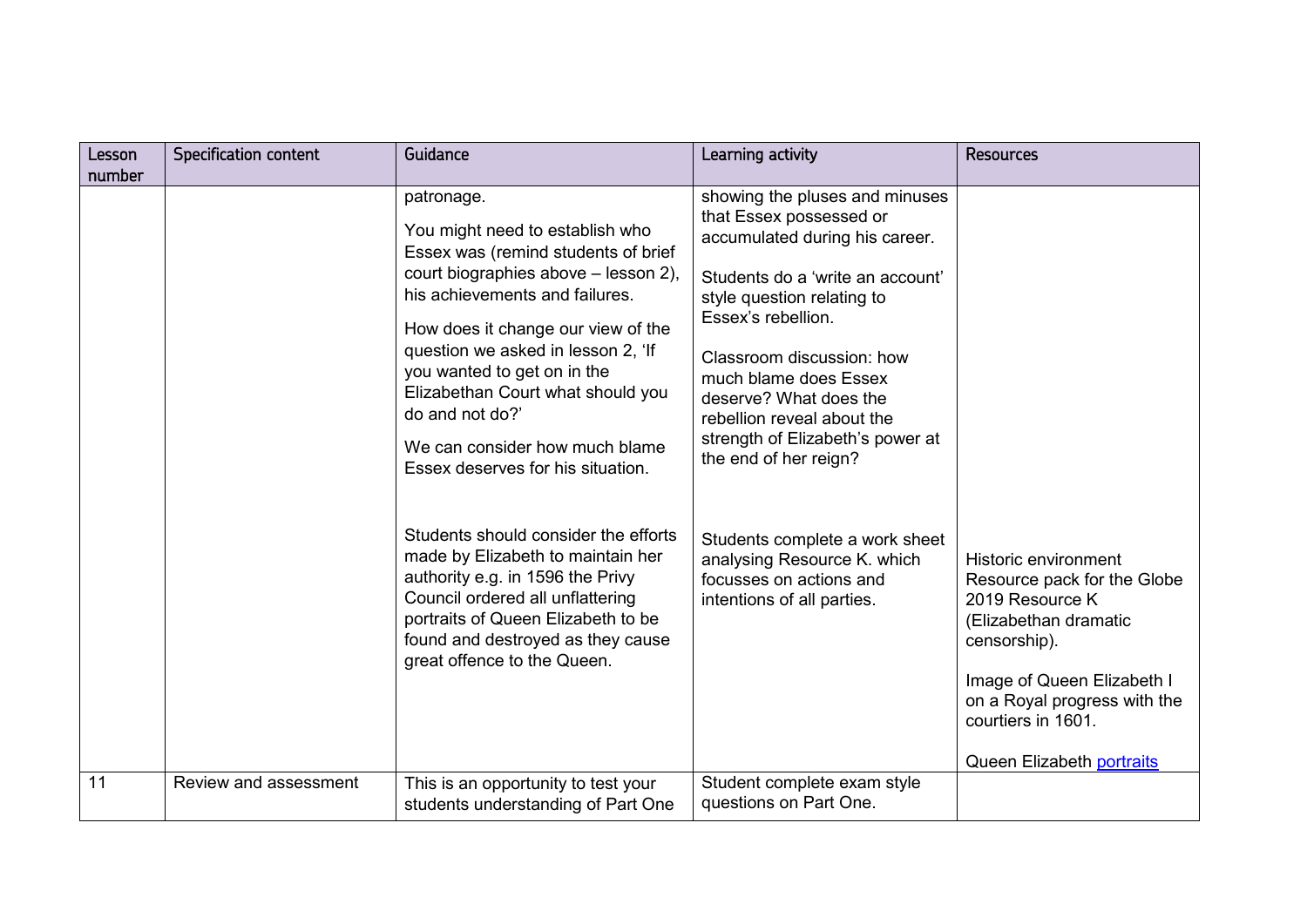| Lesson number | Specification content | Guidance | Learning activity | Resources |
|---|---|---|---|---|
| | | patronage.<br><br>You might need to establish who Essex was (remind students of brief court biographies above – lesson 2), his achievements and failures.<br><br>How does it change our view of the question we asked in lesson 2, 'If you wanted to get on in the Elizabethan Court what should you do and not do?'<br><br>We can consider how much blame Essex deserves for his situation.<br><br>Students should consider the efforts made by Elizabeth to maintain her authority e.g. in 1596 the Privy Council ordered all unflattering portraits of Queen Elizabeth to be found and destroyed as they cause great offence to the Queen. | showing the pluses and minuses that Essex possessed or accumulated during his career.<br><br>Students do a 'write an account' style question relating to Essex's rebellion.<br><br>Classroom discussion: how much blame does Essex deserve? What does the rebellion reveal about the strength of Elizabeth's power at the end of her reign?<br><br>Students complete a work sheet analysing Resource K. which focusses on actions and intentions of all parties. | Historic environment Resource pack for the Globe 2019 Resource K (Elizabethan dramatic censorship).<br><br>Image of Queen Elizabeth I on a Royal progress with the courtiers in 1601.<br><br>Queen Elizabeth portraits |
| 11 | Review and assessment | This is an opportunity to test your students understanding of Part One | Student complete exam style questions on Part One. | |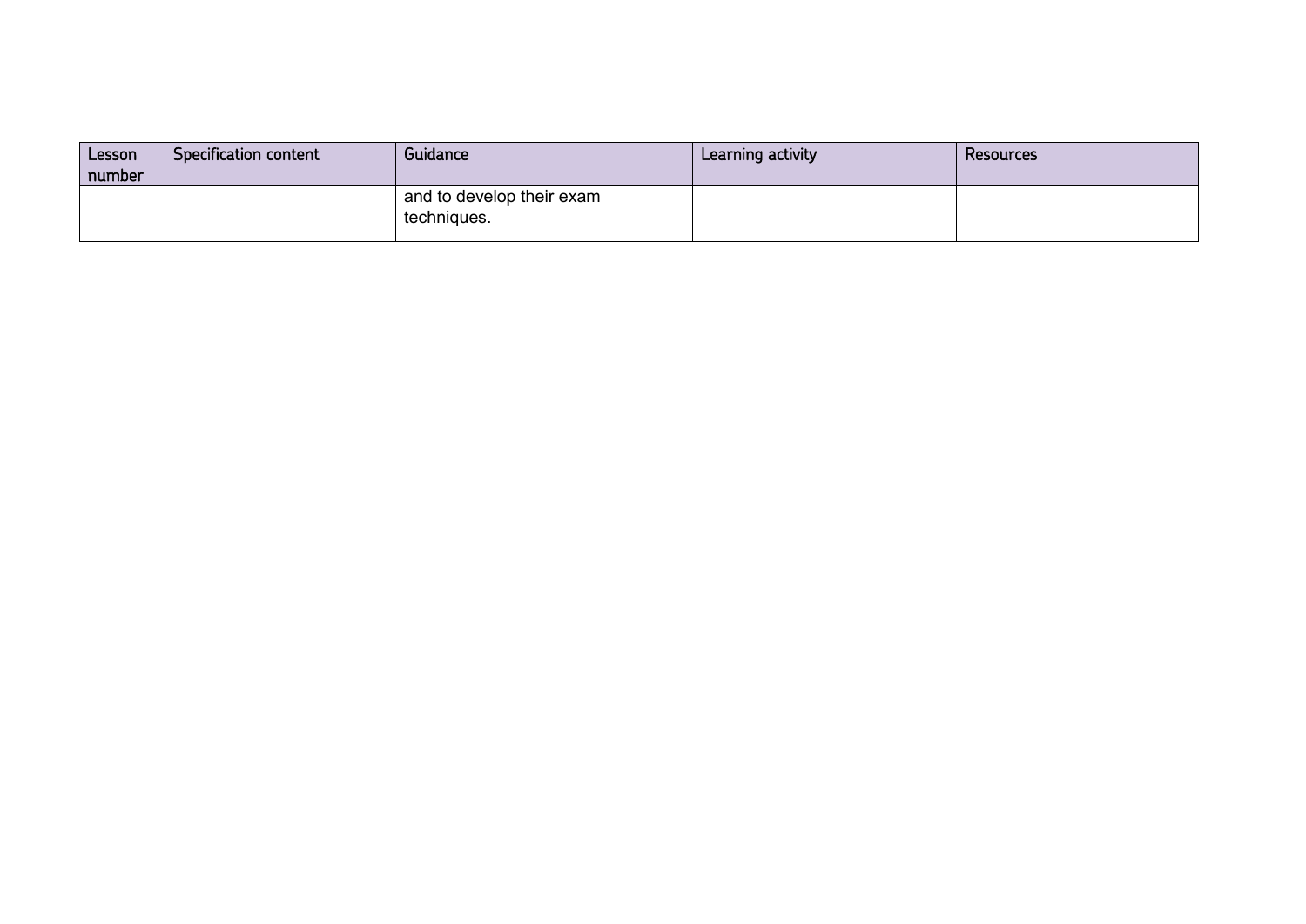| Lesson number | Specification content | Guidance | Learning activity | Resources |
|---|---|---|---|---|
| | | and to develop their exam techniques. | | |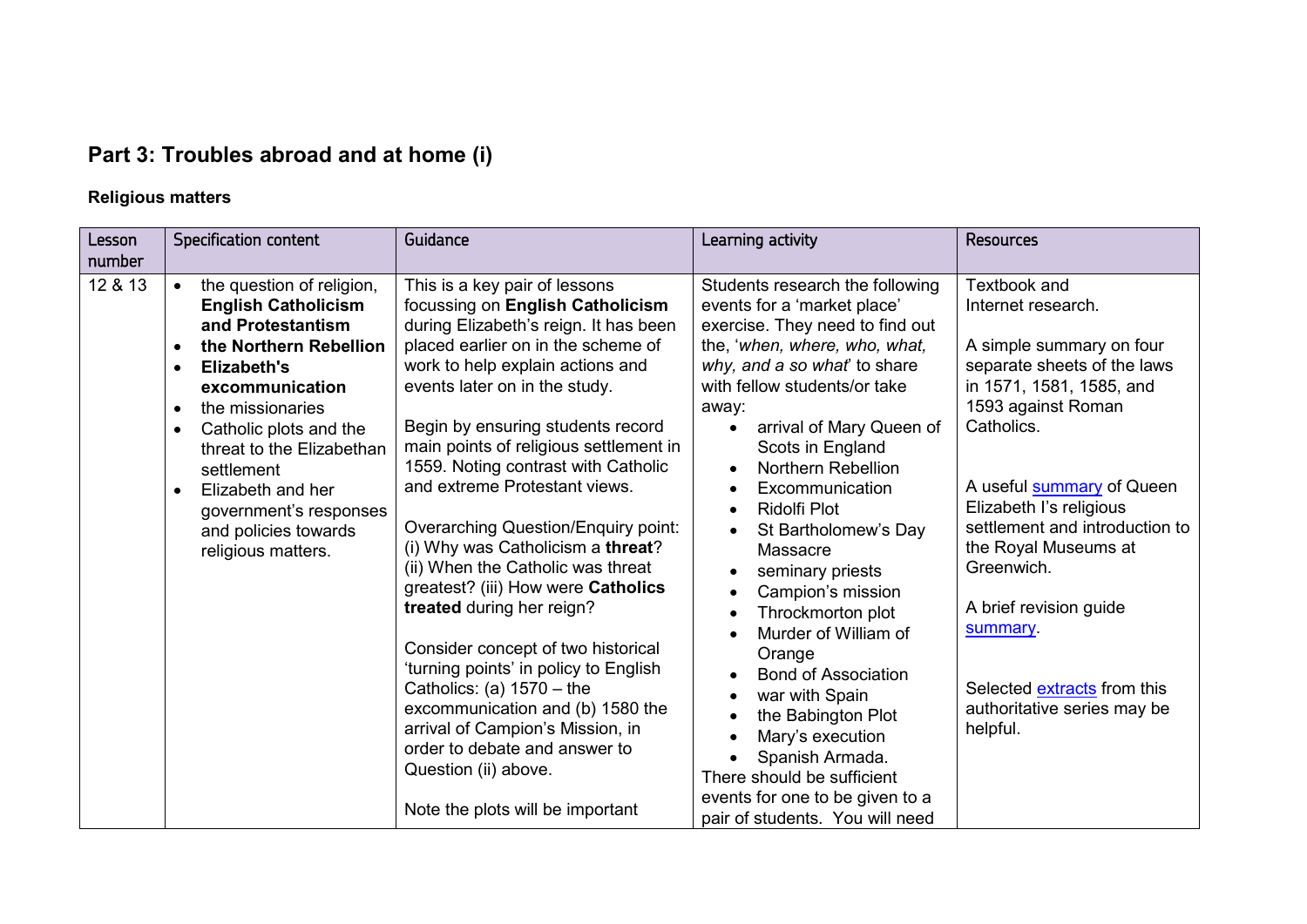## Part 3: Troubles abroad and at home (i)

### Religious matters

| Lesson number | Specification content | Guidance | Learning activity | Resources |
|---|---|---|---|---|
| 12 & 13 | • the question of religion, **English Catholicism and Protestantism**<br>• **the Northern Rebellion**<br>• **Elizabeth's excommunication**<br>• the missionaries<br>• Catholic plots and the threat to the Elizabethan settlement<br>• Elizabeth and her government's responses and policies towards religious matters. | This is a key pair of lessons focussing on **English Catholicism** during Elizabeth's reign. It has been placed earlier on in the scheme of work to help explain actions and events later on in the study.<br><br>Begin by ensuring students record main points of religious settlement in 1559. Noting contrast with Catholic and extreme Protestant views.<br><br>Overarching Question/Enquiry point: (i) Why was Catholicism a **threat**? (ii) When the Catholic was threat greatest? (iii) How were **Catholics treated** during her reign?<br><br>Consider concept of two historical 'turning points' in policy to English Catholics: (a) 1570 – the excommunication and (b) 1580 the arrival of Campion's Mission, in order to debate and answer to Question (ii) above.<br><br>Note the plots will be important | Students research the following events for a 'market place' exercise. They need to find out the, '*when, where, who, what, why, and a so what*' to share with fellow students/or take away:<br>• arrival of Mary Queen of Scots in England<br>• Northern Rebellion<br>• Excommunication<br>• Ridolfi Plot<br>• St Bartholomew's Day Massacre<br>• seminary priests<br>• Campion's mission<br>• Throckmorton plot<br>• Murder of William of Orange<br>• Bond of Association<br>• war with Spain<br>• the Babington Plot<br>• Mary's execution<br>• Spanish Armada.<br>There should be sufficient events for one to be given to a pair of students. You will need | Textbook and Internet research.<br><br>A simple summary on four separate sheets of the laws in 1571, 1581, 1585, and 1593 against Roman Catholics.<br><br>A useful summary of Queen Elizabeth I's religious settlement and introduction to the Royal Museums at Greenwich.<br><br>A brief revision guide summary.<br><br>Selected extracts from this authoritative series may be helpful. |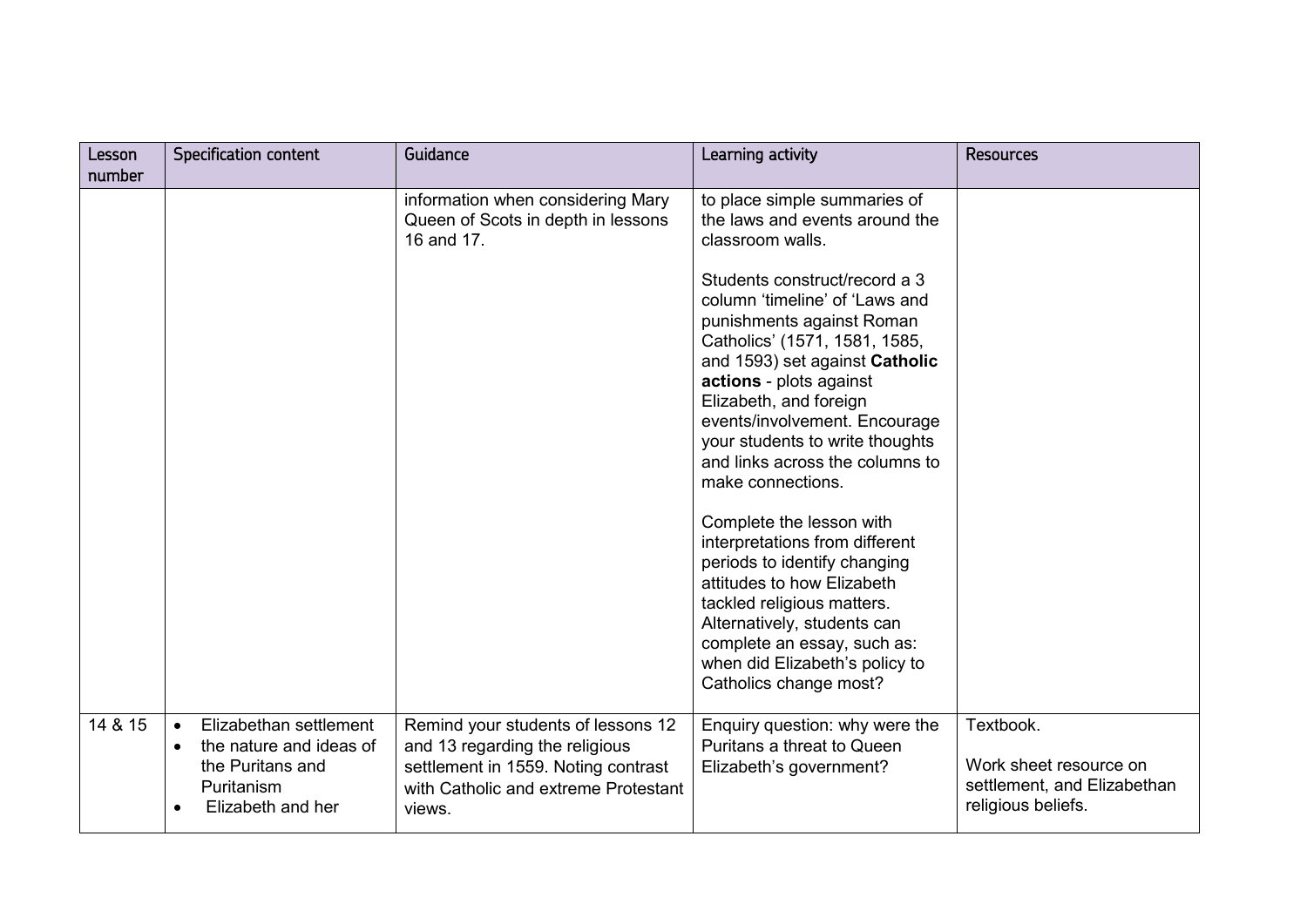| Lesson number | Specification content | Guidance | Learning activity | Resources |
|---|---|---|---|---|
| | | information when considering Mary Queen of Scots in depth in lessons 16 and 17. | to place simple summaries of the laws and events around the classroom walls.<br><br>Students construct/record a 3 column 'timeline' of 'Laws and punishments against Roman Catholics' (1571, 1581, 1585, and 1593) set against **Catholic actions** - plots against Elizabeth, and foreign events/involvement. Encourage your students to write thoughts and links across the columns to make connections.<br><br>Complete the lesson with interpretations from different periods to identify changing attitudes to how Elizabeth tackled religious matters. Alternatively, students can complete an essay, such as: when did Elizabeth's policy to Catholics change most? | |
| 14 & 15 | • Elizabethan settlement<br>• the nature and ideas of the Puritans and Puritanism<br>• Elizabeth and her | Remind your students of lessons 12 and 13 regarding the religious settlement in 1559. Noting contrast with Catholic and extreme Protestant views. | Enquiry question: why were the Puritans a threat to Queen Elizabeth's government? | Textbook.<br><br>Work sheet resource on settlement, and Elizabethan religious beliefs. |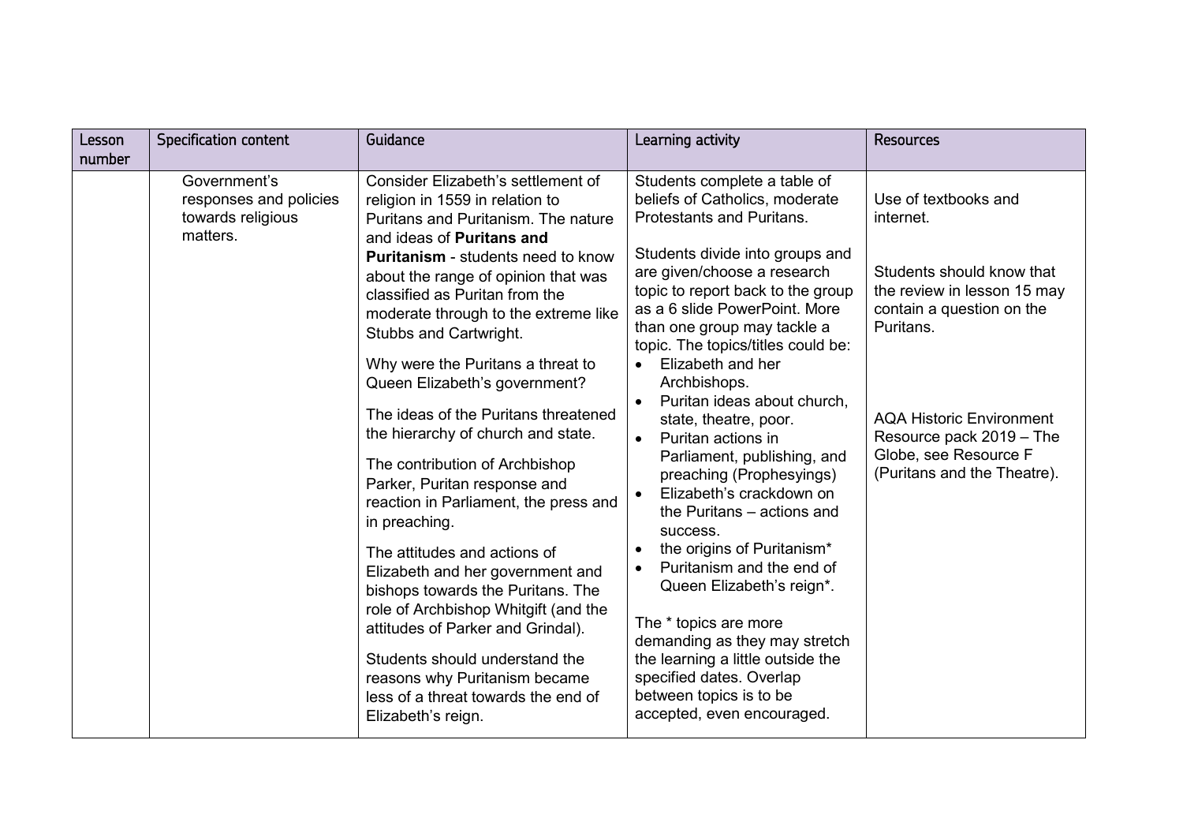| Lesson number | Specification content | Guidance | Learning activity | Resources |
|---|---|---|---|---|
| | Government's responses and policies towards religious matters. | Consider Elizabeth's settlement of religion in 1559 in relation to Puritans and Puritanism. The nature and ideas of **Puritans and Puritanism** - students need to know about the range of opinion that was classified as Puritan from the moderate through to the extreme like Stubbs and Cartwright.<br><br>Why were the Puritans a threat to Queen Elizabeth's government?<br><br>The ideas of the Puritans threatened the hierarchy of church and state.<br><br>The contribution of Archbishop Parker, Puritan response and reaction in Parliament, the press and in preaching.<br><br>The attitudes and actions of Elizabeth and her government and bishops towards the Puritans. The role of Archbishop Whitgift (and the attitudes of Parker and Grindal).<br><br>Students should understand the reasons why Puritanism became less of a threat towards the end of Elizabeth's reign. | Students complete a table of beliefs of Catholics, moderate Protestants and Puritans.<br><br>Students divide into groups and are given/choose a research topic to report back to the group as a 6 slide PowerPoint. More than one group may tackle a topic. The topics/titles could be:<br>• Elizabeth and her Archbishops.<br>• Puritan ideas about church, state, theatre, poor.<br>• Puritan actions in Parliament, publishing, and preaching (Prophesyings)<br>• Elizabeth's crackdown on the Puritans – actions and success.<br>• the origins of Puritanism*<br>• Puritanism and the end of Queen Elizabeth's reign*.<br><br>The * topics are more demanding as they may stretch the learning a little outside the specified dates. Overlap between topics is to be accepted, even encouraged. | Use of textbooks and internet.<br><br>Students should know that the review in lesson 15 may contain a question on the Puritans.<br><br>AQA Historic Environment Resource pack 2019 – The Globe, see Resource F (Puritans and the Theatre). |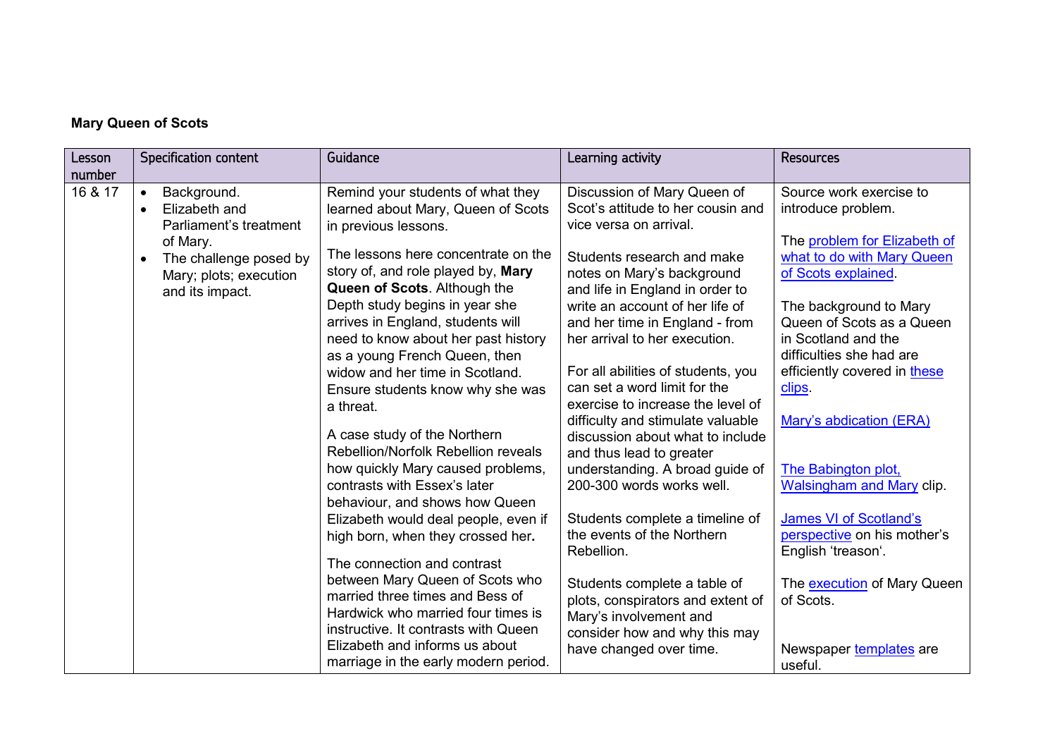**Mary Queen of Scots**

| Lesson number | Specification content | Guidance | Learning activity | Resources |
|---|---|---|---|---|
| 16 & 17 | • Background.<br>• Elizabeth and Parliament's treatment of Mary.<br>• The challenge posed by Mary; plots; execution and its impact. | Remind your students of what they learned about Mary, Queen of Scots in previous lessons.<br><br>The lessons here concentrate on the story of, and role played by, **Mary Queen of Scots**. Although the Depth study begins in year she arrives in England, students will need to know about her past history as a young French Queen, then widow and her time in Scotland. Ensure students know why she was a threat.<br><br>A case study of the Northern Rebellion/Norfolk Rebellion reveals how quickly Mary caused problems, contrasts with Essex's later behaviour, and shows how Queen Elizabeth would deal people, even if high born, when they crossed her.<br><br>The connection and contrast between Mary Queen of Scots who married three times and Bess of Hardwick who married four times is instructive. It contrasts with Queen Elizabeth and informs us about marriage in the early modern period. | Discussion of Mary Queen of Scot's attitude to her cousin and vice versa on arrival.<br><br>Students research and make notes on Mary's background and life in England in order to write an account of her life of and her time in England - from her arrival to her execution.<br><br>For all abilities of students, you can set a word limit for the exercise to increase the level of difficulty and stimulate valuable discussion about what to include and thus lead to greater understanding. A broad guide of 200-300 words works well.<br><br>Students complete a timeline of the events of the Northern Rebellion.<br><br>Students complete a table of plots, conspirators and extent of Mary's involvement and consider how and why this may have changed over time. | Source work exercise to introduce problem.<br><br>The problem for Elizabeth of what to do with Mary Queen of Scots explained.<br><br>The background to Mary Queen of Scots as a Queen in Scotland and the difficulties she had are efficiently covered in these clips.<br><br>Mary's abdication (ERA)<br><br>The Babington plot, Walsingham and Mary clip.<br><br>James VI of Scotland's perspective on his mother's English 'treason'.<br><br>The execution of Mary Queen of Scots.<br><br>Newspaper templates are useful. |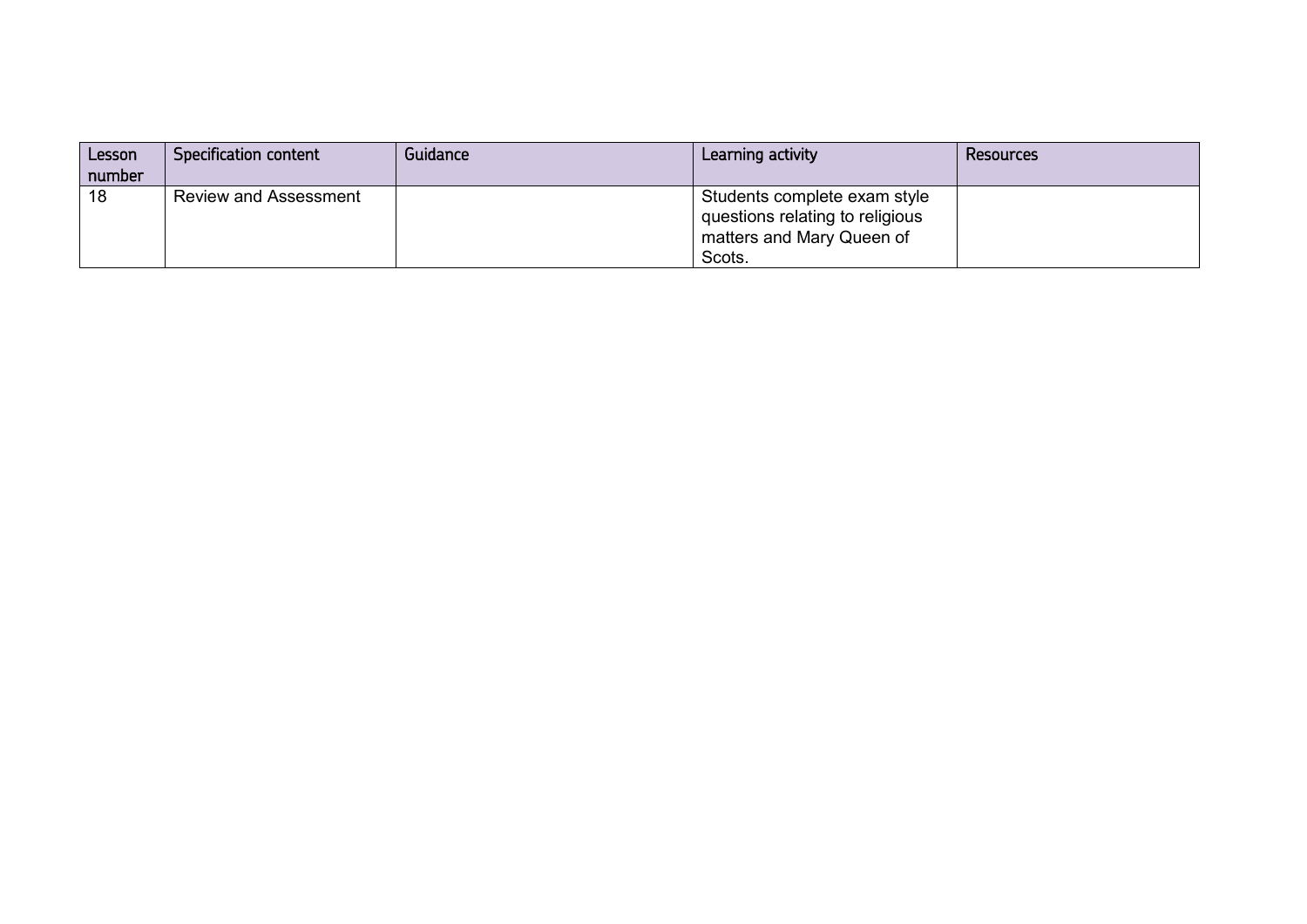| Lesson number | Specification content | Guidance | Learning activity | Resources |
|---|---|---|---|---|
| 18 | Review and Assessment | | Students complete exam style questions relating to religious matters and Mary Queen of Scots. | |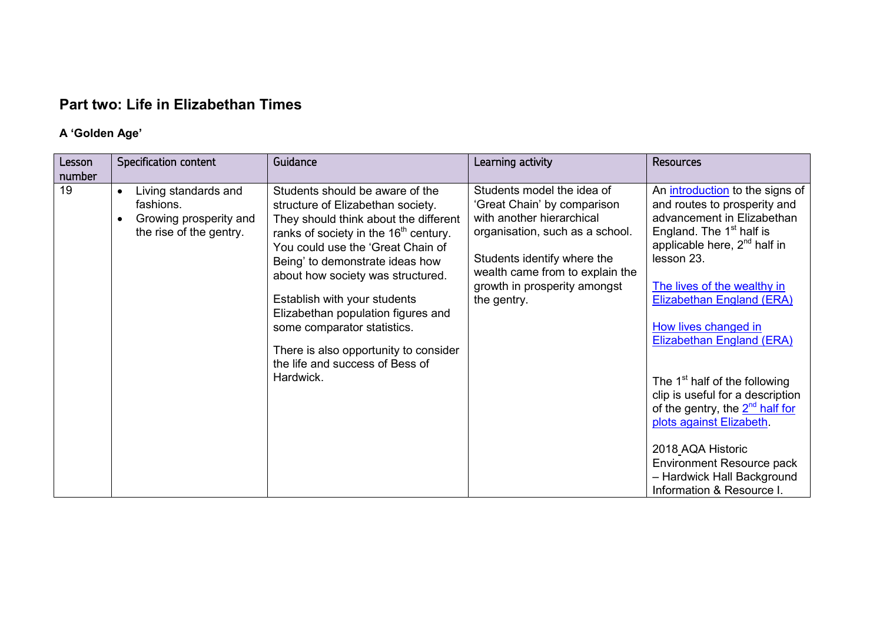## Part two: Life in Elizabethan Times

### A 'Golden Age'

| Lesson number | Specification content | Guidance | Learning activity | Resources |
|---|---|---|---|---|
| 19 | • Living standards and fashions.<br>• Growing prosperity and the rise of the gentry. | Students should be aware of the structure of Elizabethan society. They should think about the different ranks of society in the 16th century. You could use the 'Great Chain of Being' to demonstrate ideas how about how society was structured.<br><br>Establish with your students Elizabethan population figures and some comparator statistics.<br><br>There is also opportunity to consider the life and success of Bess of Hardwick. | Students model the idea of 'Great Chain' by comparison with another hierarchical organisation, such as a school.<br><br>Students identify where the wealth came from to explain the growth in prosperity amongst the gentry. | An introduction to the signs of and routes to prosperity and advancement in Elizabethan England. The 1st half is applicable here, 2nd half in lesson 23.<br><br>The lives of the wealthy in Elizabethan England (ERA)<br><br>How lives changed in Elizabethan England (ERA)<br><br>The 1st half of the following clip is useful for a description of the gentry, the 2nd half for plots against Elizabeth.<br><br>2018 AQA Historic Environment Resource pack – Hardwick Hall Background Information & Resource I. |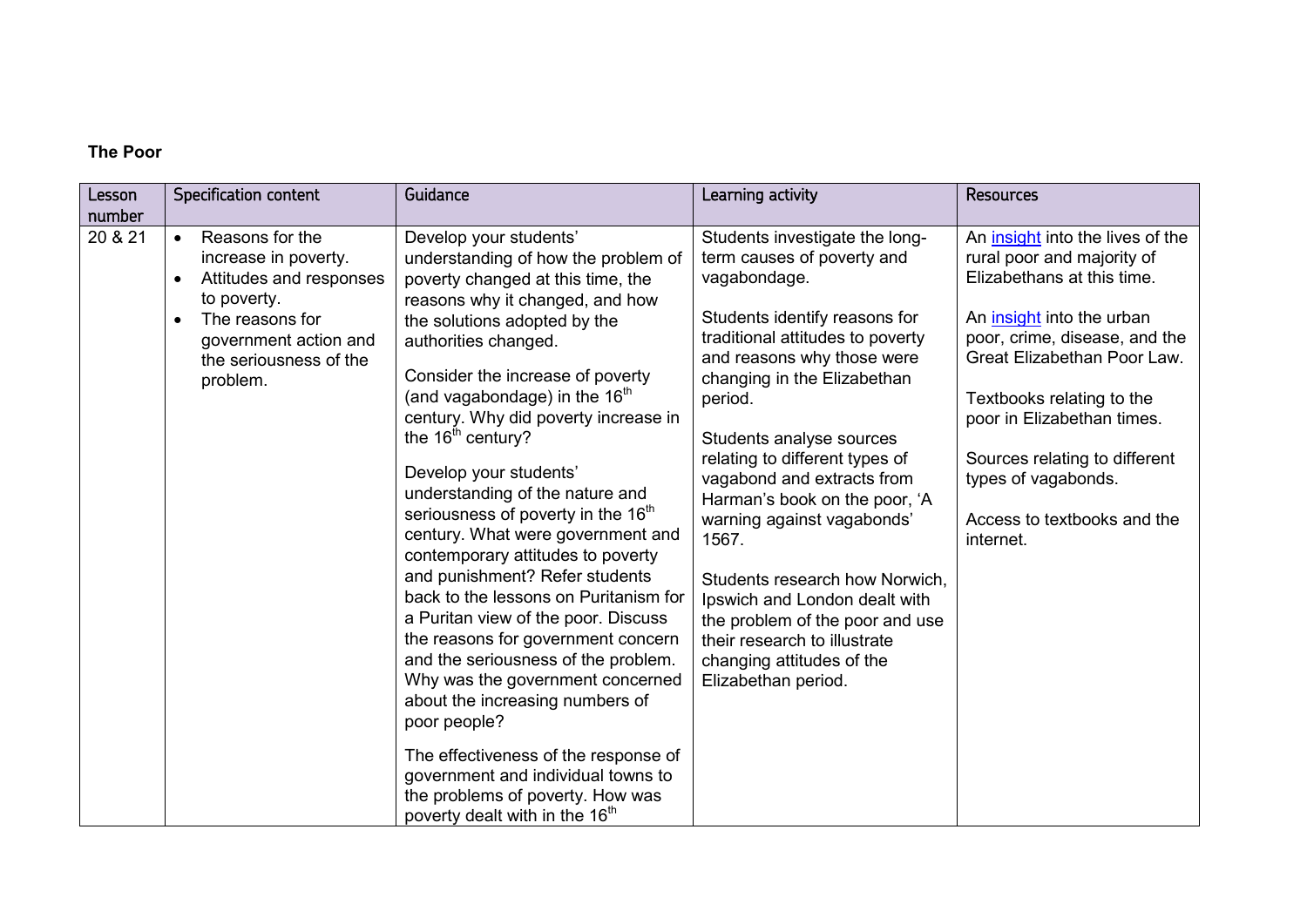**The Poor**

| Lesson number | Specification content | Guidance | Learning activity | Resources |
|---|---|---|---|---|
| 20 & 21 | • Reasons for the increase in poverty.<br>• Attitudes and responses to poverty.<br>• The reasons for government action and the seriousness of the problem. | Develop your students' understanding of how the problem of poverty changed at this time, the reasons why it changed, and how the solutions adopted by the authorities changed.<br><br>Consider the increase of poverty (and vagabondage) in the 16th century. Why did poverty increase in the 16th century?<br><br>Develop your students' understanding of the nature and seriousness of poverty in the 16th century. What were government and contemporary attitudes to poverty and punishment? Refer students back to the lessons on Puritanism for a Puritan view of the poor. Discuss the reasons for government concern and the seriousness of the problem. Why was the government concerned about the increasing numbers of poor people?<br><br>The effectiveness of the response of government and individual towns to the problems of poverty. How was poverty dealt with in the 16th | Students investigate the long-term causes of poverty and vagabondage.<br><br>Students identify reasons for traditional attitudes to poverty and reasons why those were changing in the Elizabethan period.<br><br>Students analyse sources relating to different types of vagabond and extracts from Harman's book on the poor, 'A warning against vagabonds' 1567.<br><br>Students research how Norwich, Ipswich and London dealt with the problem of the poor and use their research to illustrate changing attitudes of the Elizabethan period. | An insight into the lives of the rural poor and majority of Elizabethans at this time.<br><br>An insight into the urban poor, crime, disease, and the Great Elizabethan Poor Law.<br><br>Textbooks relating to the poor in Elizabethan times.<br><br>Sources relating to different types of vagabonds.<br><br>Access to textbooks and the internet. |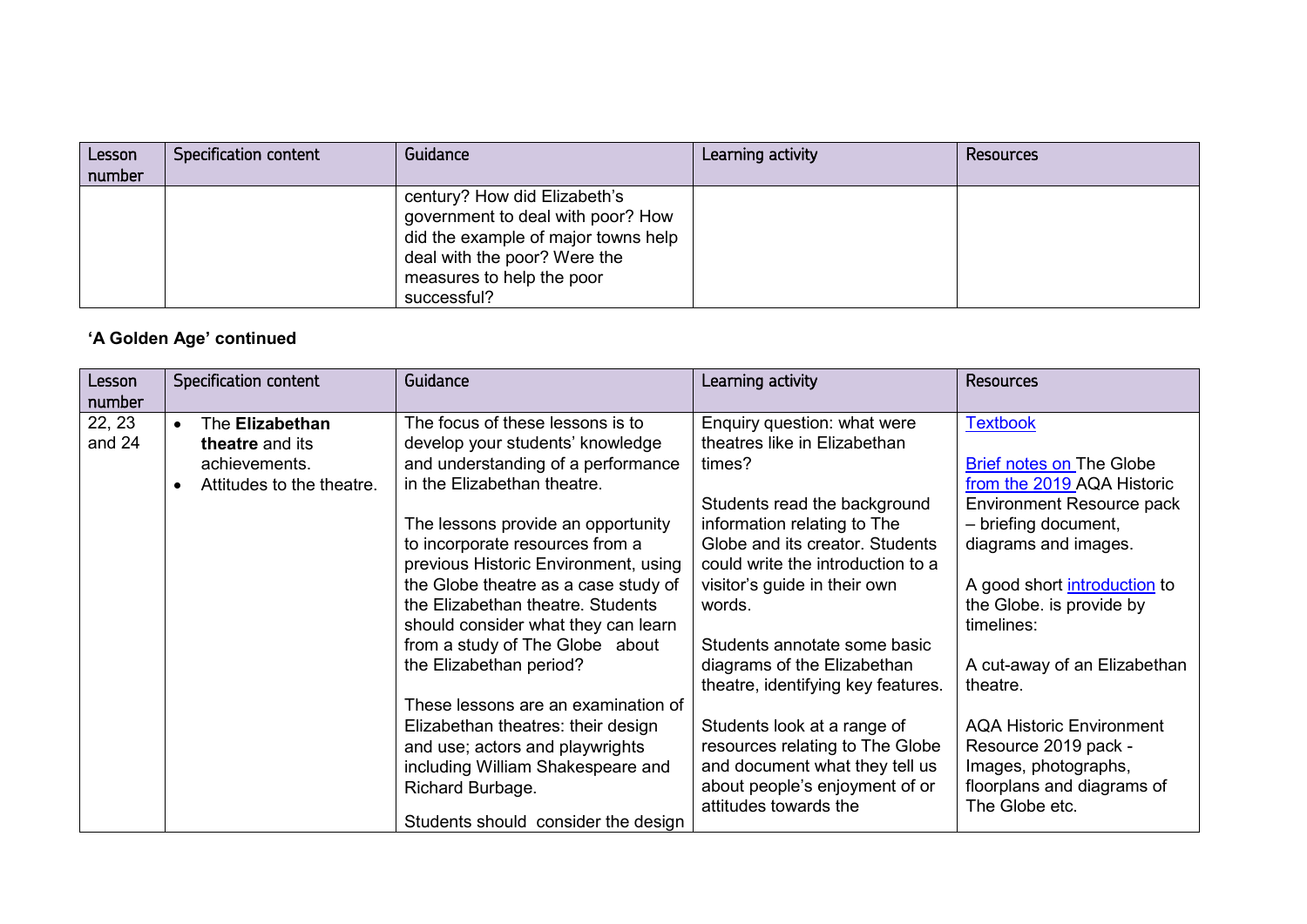| Lesson number | Specification content | Guidance | Learning activity | Resources |
|---|---|---|---|---|
| | | century? How did Elizabeth's government to deal with poor? How did the example of major towns help deal with the poor? Were the measures to help the poor successful? | | |

**'A Golden Age' continued**

| Lesson number | Specification content | Guidance | Learning activity | Resources |
|---|---|---|---|---|
| 22, 23 and 24 | • The **Elizabethan theatre** and its achievements.<br>• Attitudes to the theatre. | The focus of these lessons is to develop your students' knowledge and understanding of a performance in the Elizabethan theatre.<br><br>The lessons provide an opportunity to incorporate resources from a previous Historic Environment, using the Globe theatre as a case study of the Elizabethan theatre. Students should consider what they can learn from a study of The Globe about the Elizabethan period?<br><br>These lessons are an examination of Elizabethan theatres: their design and use; actors and playwrights including William Shakespeare and Richard Burbage.<br><br>Students should consider the design | Enquiry question: what were theatres like in Elizabethan times?<br><br>Students read the background information relating to The Globe and its creator. Students could write the introduction to a visitor's guide in their own words.<br><br>Students annotate some basic diagrams of the Elizabethan theatre, identifying key features.<br><br>Students look at a range of resources relating to The Globe and document what they tell us about people's enjoyment of or attitudes towards the | [Textbook](#)<br><br>[Brief notes on](#) The Globe [from the 2019](#) AQA Historic Environment Resource pack – briefing document, diagrams and images.<br><br>A good short [introduction](#) to the Globe. is provide by timelines:<br><br>A cut-away of an Elizabethan theatre.<br><br>AQA Historic Environment Resource 2019 pack - Images, photographs, floorplans and diagrams of The Globe etc. |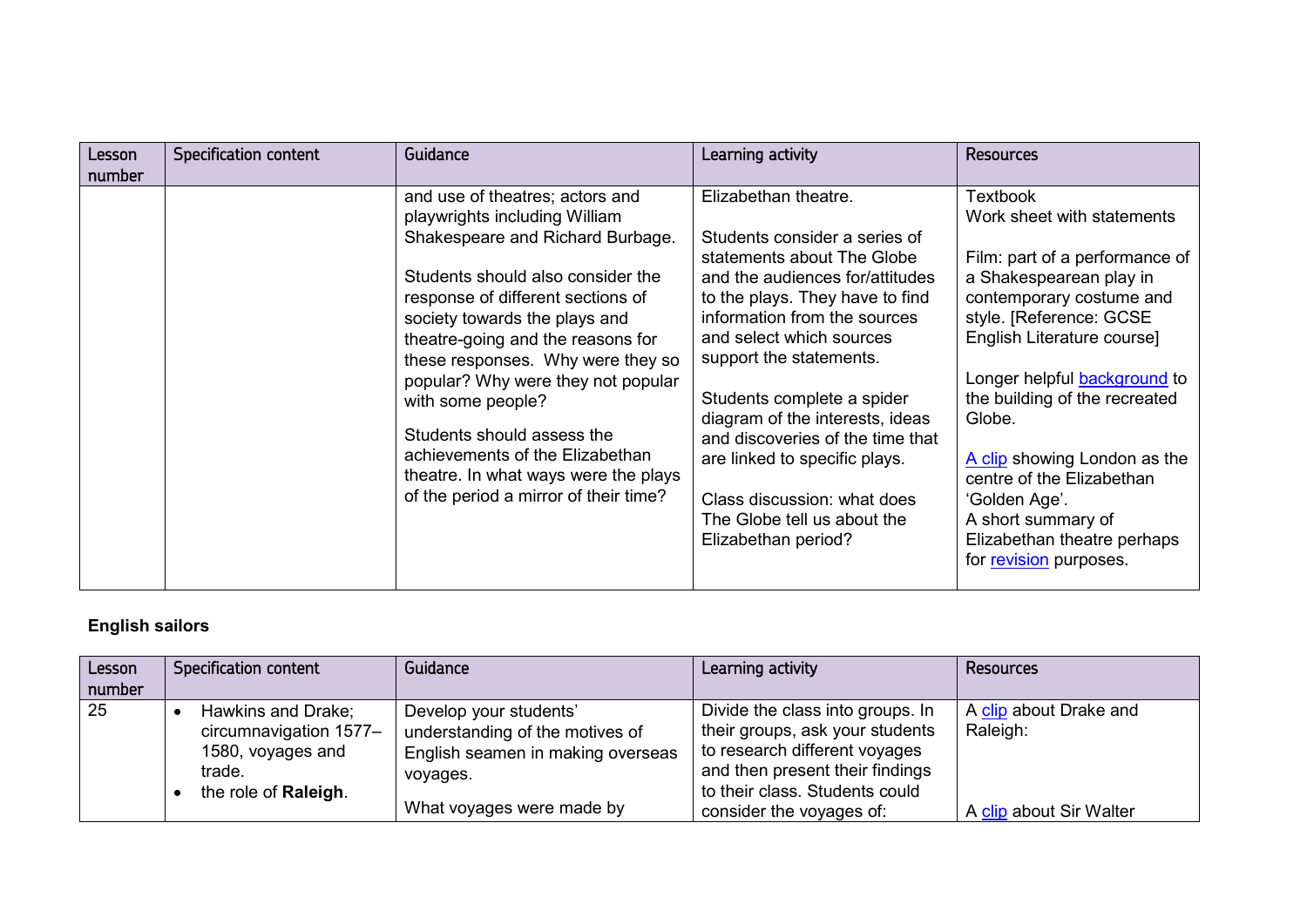| Lesson number | Specification content | Guidance | Learning activity | Resources |
|---|---|---|---|---|
| | | and use of theatres; actors and playwrights including William Shakespeare and Richard Burbage.<br><br>Students should also consider the response of different sections of society towards the plays and theatre-going and the reasons for these responses. Why were they so popular? Why were they not popular with some people?<br><br>Students should assess the achievements of the Elizabethan theatre. In what ways were the plays of the period a mirror of their time? | Elizabethan theatre.<br><br>Students consider a series of statements about The Globe and the audiences for/attitudes to the plays. They have to find information from the sources and select which sources support the statements.<br><br>Students complete a spider diagram of the interests, ideas and discoveries of the time that are linked to specific plays.<br><br>Class discussion: what does The Globe tell us about the Elizabethan period? | Textbook<br>Work sheet with statements<br><br>Film: part of a performance of a Shakespearean play in contemporary costume and style. [Reference: GCSE English Literature course]<br><br>Longer helpful background to the building of the recreated Globe.<br><br>A clip showing London as the centre of the Elizabethan 'Golden Age'.<br>A short summary of Elizabethan theatre perhaps for revision purposes. |

**English sailors**

| Lesson number | Specification content | Guidance | Learning activity | Resources |
|---|---|---|---|---|
| 25 | • Hawkins and Drake; circumnavigation 1577–1580, voyages and trade.<br>• the role of **Raleigh**. | Develop your students' understanding of the motives of English seamen in making overseas voyages.<br><br>What voyages were made by | Divide the class into groups. In their groups, ask your students to research different voyages and then present their findings to their class. Students could consider the voyages of: | A clip about Drake and Raleigh:<br><br><br>A clip about Sir Walter |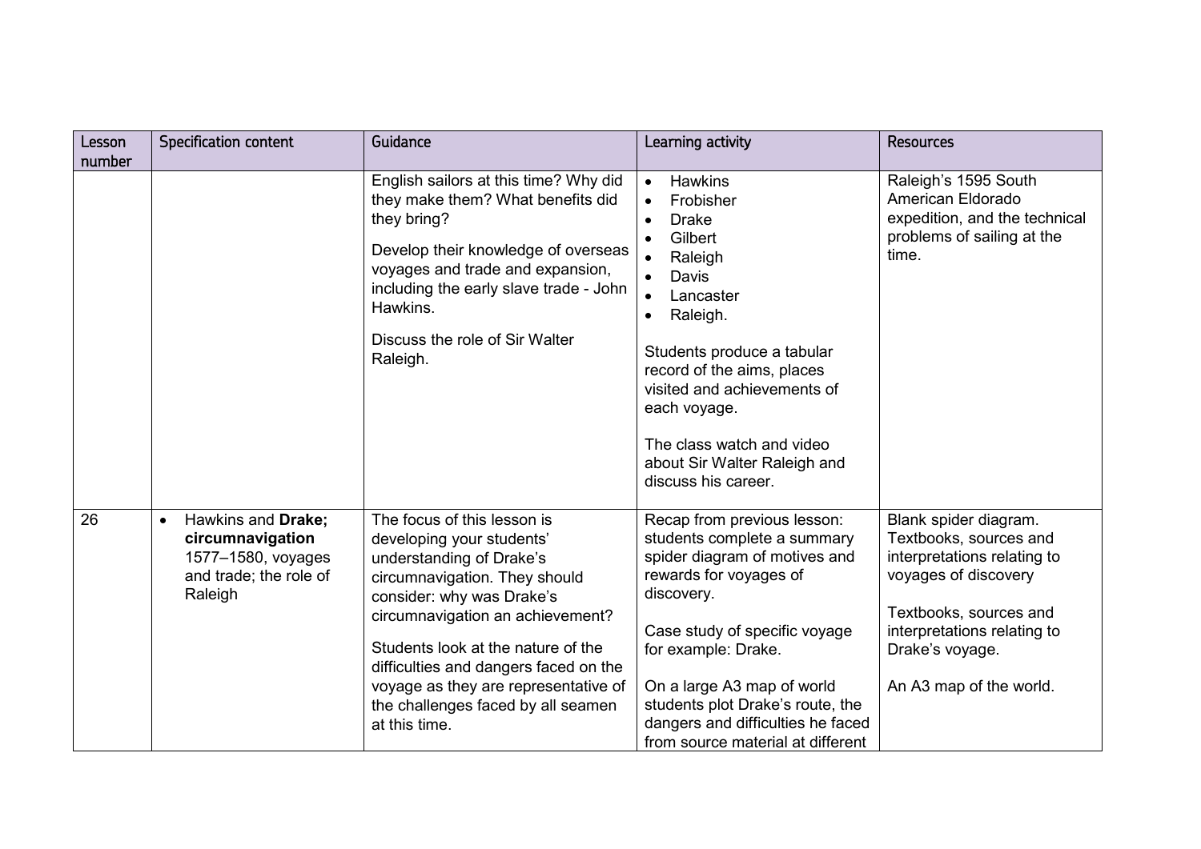| Lesson number | Specification content | Guidance | Learning activity | Resources |
|---|---|---|---|---|
| | | English sailors at this time? Why did they make them? What benefits did they bring?<br><br>Develop their knowledge of overseas voyages and trade and expansion, including the early slave trade - John Hawkins.<br><br>Discuss the role of Sir Walter Raleigh. | • Hawkins<br>• Frobisher<br>• Drake<br>• Gilbert<br>• Raleigh<br>• Davis<br>• Lancaster<br>• Raleigh.<br><br>Students produce a tabular record of the aims, places visited and achievements of each voyage.<br><br>The class watch and video about Sir Walter Raleigh and discuss his career. | Raleigh's 1595 South American Eldorado expedition, and the technical problems of sailing at the time. |
| 26 | • Hawkins and **Drake; circumnavigation** 1577–1580, voyages and trade; the role of Raleigh | The focus of this lesson is developing your students' understanding of Drake's circumnavigation. They should consider: why was Drake's circumnavigation an achievement?<br><br>Students look at the nature of the difficulties and dangers faced on the voyage as they are representative of the challenges faced by all seamen at this time. | Recap from previous lesson: students complete a summary spider diagram of motives and rewards for voyages of discovery.<br><br>Case study of specific voyage for example: Drake.<br><br>On a large A3 map of world students plot Drake's route, the dangers and difficulties he faced from source material at different | Blank spider diagram. Textbooks, sources and interpretations relating to voyages of discovery<br><br>Textbooks, sources and interpretations relating to Drake's voyage.<br><br>An A3 map of the world. |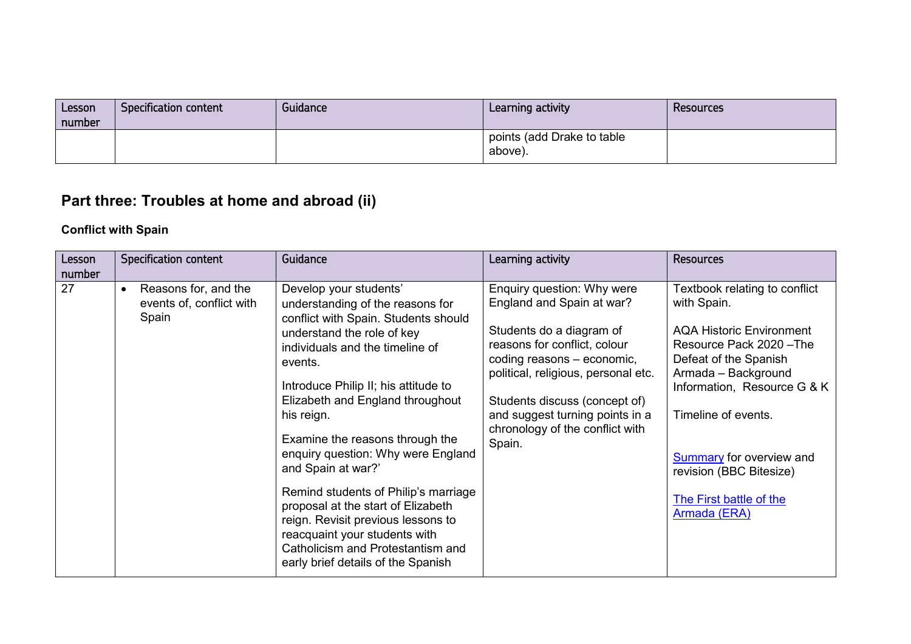| Lesson number | Specification content | Guidance | Learning activity | Resources |
|---|---|---|---|---|
| | | | points (add Drake to table above). | |

## Part three: Troubles at home and abroad (ii)

**Conflict with Spain**

| Lesson number | Specification content | Guidance | Learning activity | Resources |
|---|---|---|---|---|
| 27 | • Reasons for, and the events of, conflict with Spain | Develop your students' understanding of the reasons for conflict with Spain. Students should understand the role of key individuals and the timeline of events.<br><br>Introduce Philip II; his attitude to Elizabeth and England throughout his reign.<br><br>Examine the reasons through the enquiry question: Why were England and Spain at war?'<br><br>Remind students of Philip's marriage proposal at the start of Elizabeth reign. Revisit previous lessons to reacquaint your students with Catholicism and Protestantism and early brief details of the Spanish | Enquiry question: Why were England and Spain at war?<br><br>Students do a diagram of reasons for conflict, colour coding reasons – economic, political, religious, personal etc.<br><br>Students discuss (concept of) and suggest turning points in a chronology of the conflict with Spain. | Textbook relating to conflict with Spain.<br><br>AQA Historic Environment Resource Pack 2020 –The Defeat of the Spanish Armada – Background Information, Resource G & K<br><br>Timeline of events.<br><br>Summary for overview and revision (BBC Bitesize)<br><br>The First battle of the Armada (ERA) |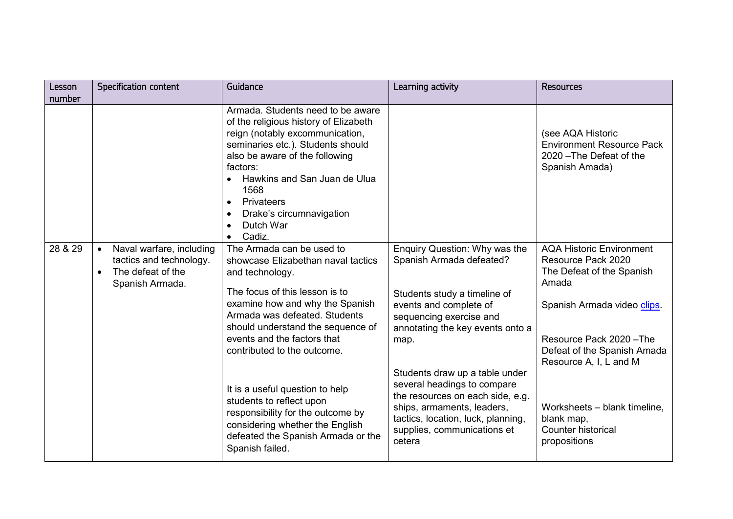| Lesson number | Specification content | Guidance | Learning activity | Resources |
| --- | --- | --- | --- | --- |
| | | Armada. Students need to be aware of the religious history of Elizabeth reign (notably excommunication, seminaries etc.). Students should also be aware of the following factors:<br>• Hawkins and San Juan de Ulua 1568<br>• Privateers<br>• Drake's circumnavigation<br>• Dutch War<br>• Cadiz. | | (see AQA Historic Environment Resource Pack 2020 –The Defeat of the Spanish Amada) |
| 28 & 29 | • Naval warfare, including tactics and technology.<br>• The defeat of the Spanish Armada. | The Armada can be used to showcase Elizabethan naval tactics and technology.<br><br>The focus of this lesson is to examine how and why the Spanish Armada was defeated. Students should understand the sequence of events and the factors that contributed to the outcome.<br><br>It is a useful question to help students to reflect upon responsibility for the outcome by considering whether the English defeated the Spanish Armada or the Spanish failed. | Enquiry Question: Why was the Spanish Armada defeated?<br><br>Students study a timeline of events and complete of sequencing exercise and annotating the key events onto a map.<br><br>Students draw up a table under several headings to compare the resources on each side, e.g. ships, armaments, leaders, tactics, location, luck, planning, supplies, communications et cetera | AQA Historic Environment Resource Pack 2020 The Defeat of the Spanish Amada<br><br>Spanish Armada video clips.<br><br>Resource Pack 2020 –The Defeat of the Spanish Amada Resource A, I, L and M<br><br>Worksheets – blank timeline, blank map,<br>Counter historical propositions |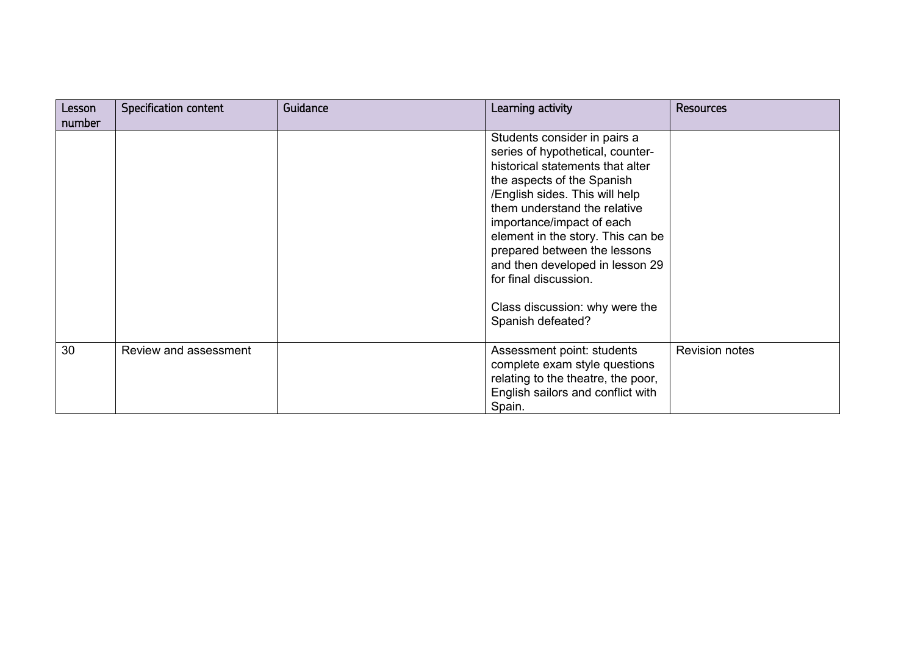| Lesson number | Specification content | Guidance | Learning activity | Resources |
| --- | --- | --- | --- | --- |
| | | | Students consider in pairs a series of hypothetical, counter-historical statements that alter the aspects of the Spanish /English sides. This will help them understand the relative importance/impact of each element in the story. This can be prepared between the lessons and then developed in lesson 29 for final discussion.<br><br>Class discussion: why were the Spanish defeated? | |
| 30 | Review and assessment | | Assessment point: students complete exam style questions relating to the theatre, the poor, English sailors and conflict with Spain. | Revision notes |